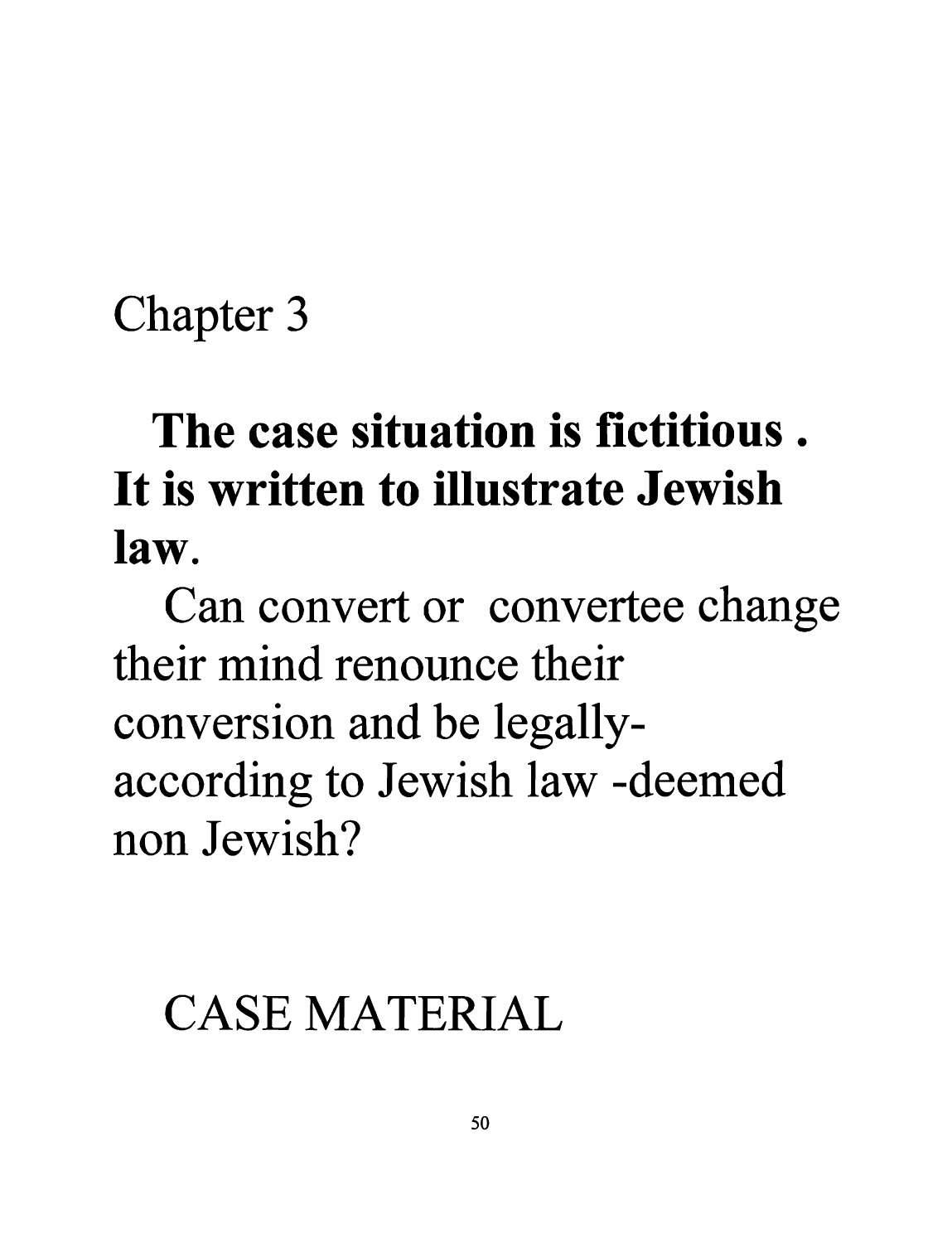# Chapter 3

**The case situation is fictitious. It is written to illustrate Jewish law.**

Can convert or convertee change their mind renounce their conversion and be legally- according to Jewish law -deemed non Jewish?

## CASE MATERIAL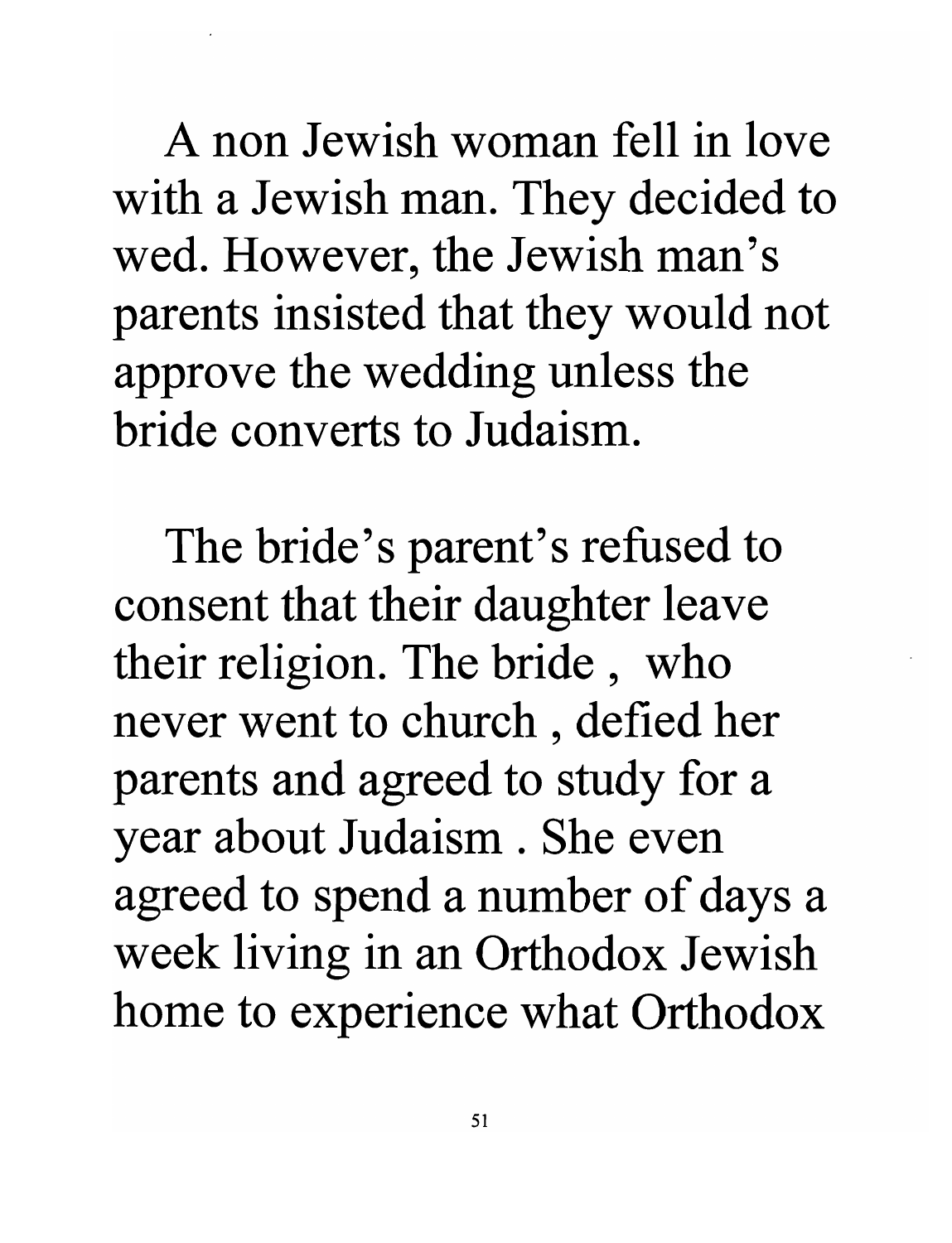A non Jewish woman fell in love with a Jewish man. They decided to wed. However, the Jewish man's parents insisted that they would not approve the wedding unless the bride converts to Judaism.

The bride's parent's refused to consent that their daughter leave their religion. The bride , who never went to church , defied her parents and agreed to study for a year about Judaism . She even agreed to spend a number of days a week living in an Orthodox Jewish home to experience what Orthodox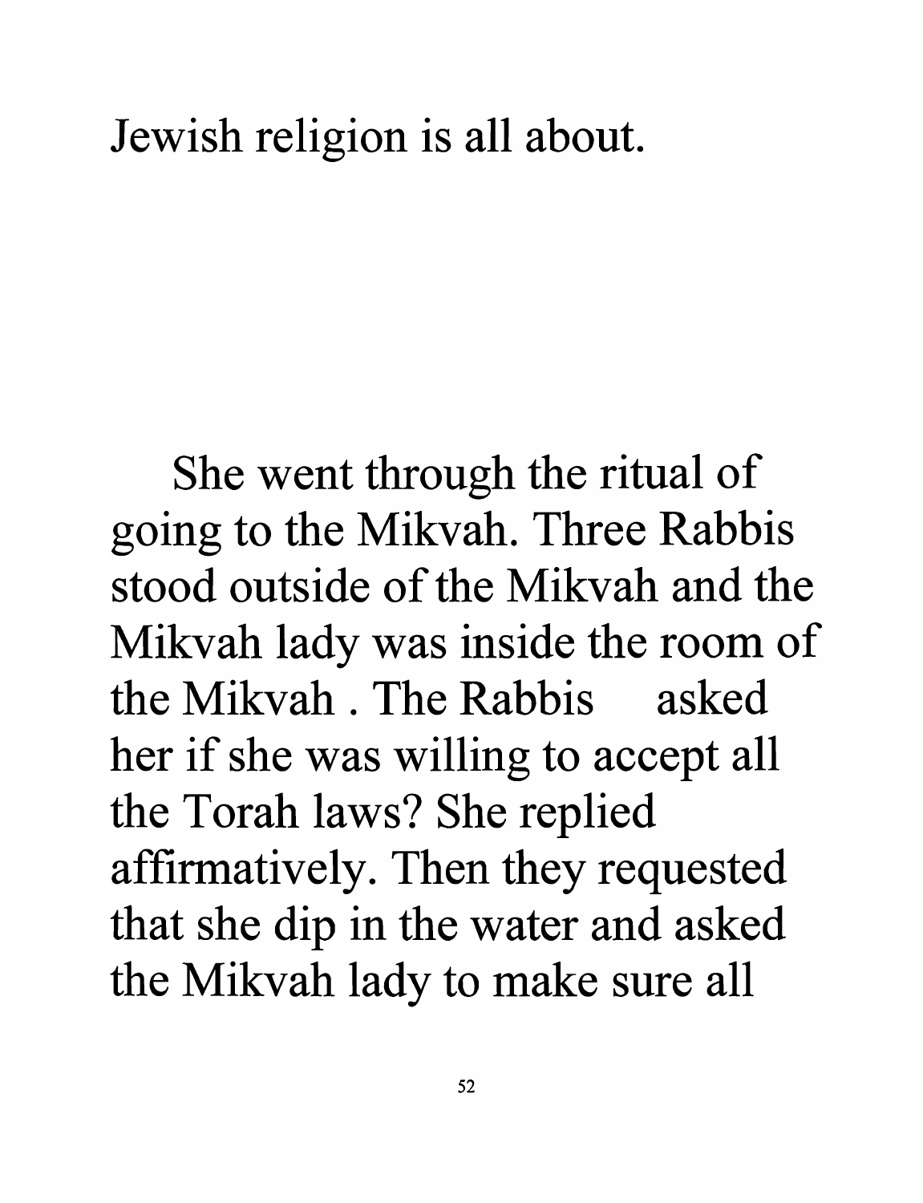Jewish religion is all about.

She went through the ritual of going to the Mikvah. Three Rabbis stood outside of the Mikvah and the Mikvah lady was inside the room of the Mikvah . The Rabbis asked her if she was willing to accept all the Torah laws? She replied affirmatively. Then they requested that she dip in the water and asked the Mikvah lady to make sure all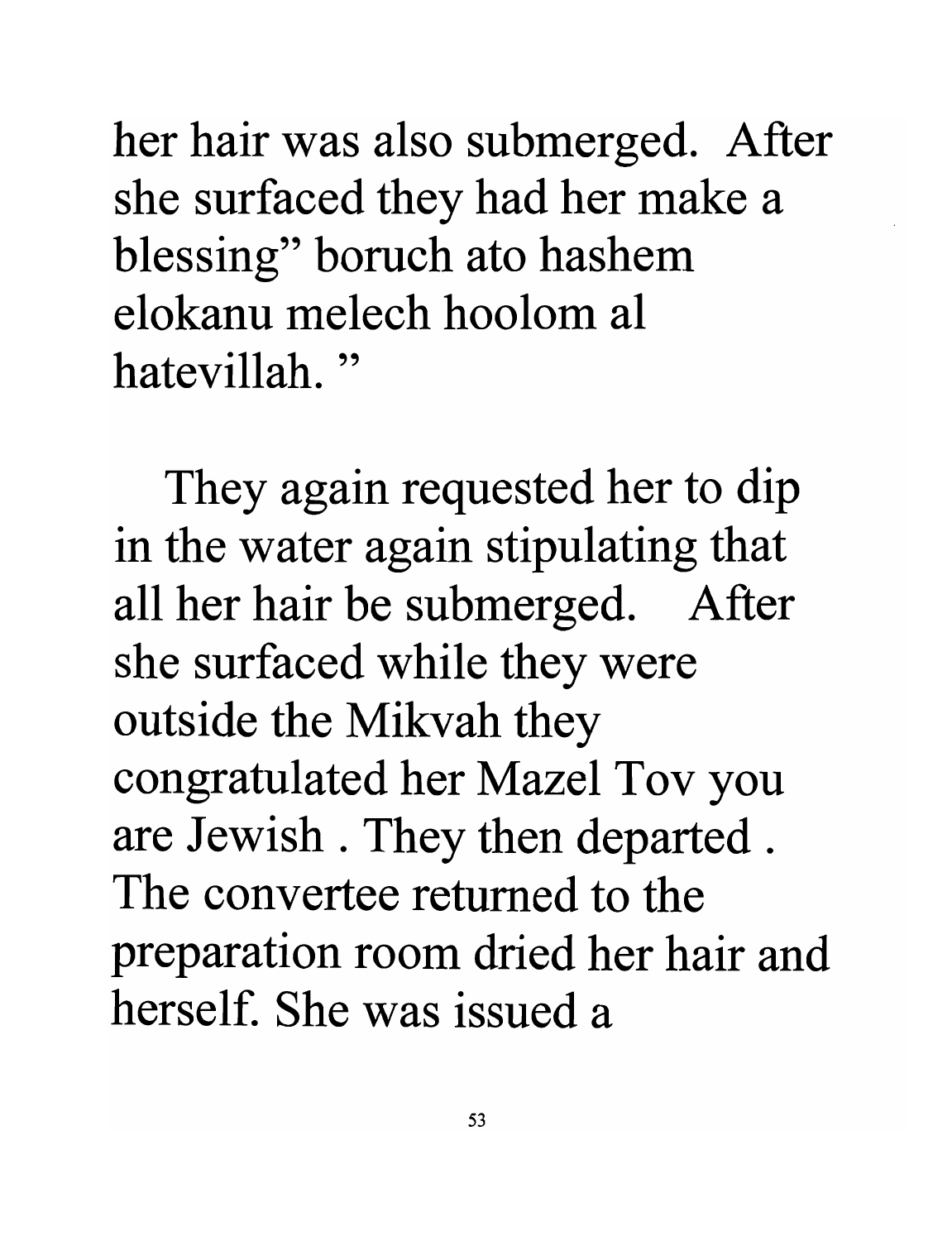her hair was also submerged. After she surfaced they had her make a blessing" boruch ato hashem elokanu melech hoolom al hatevillah. "

They again requested her to dip in the water again stipulating that all her hair be submerged. After she surfaced while they were outside the Mikvah they congratulated her Mazel Tov you are Jewish . They then departed . The convertee returned to the preparation room dried her hair and herself. She was issued a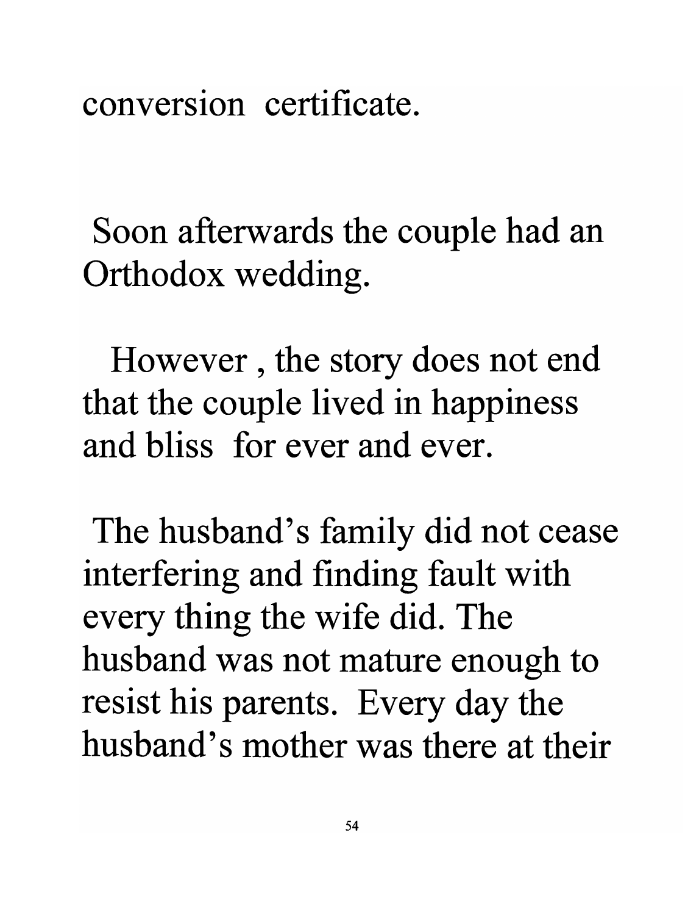conversion certificate.

Soon afterwards the couple had an Orthodox wedding.

However , the story does not end that the couple lived in happiness and bliss for ever and ever.

The husband's family did not cease interfering and finding fault with every thing the wife did. The husband was not mature enough to resist his parents. Every day the husband's mother was there at their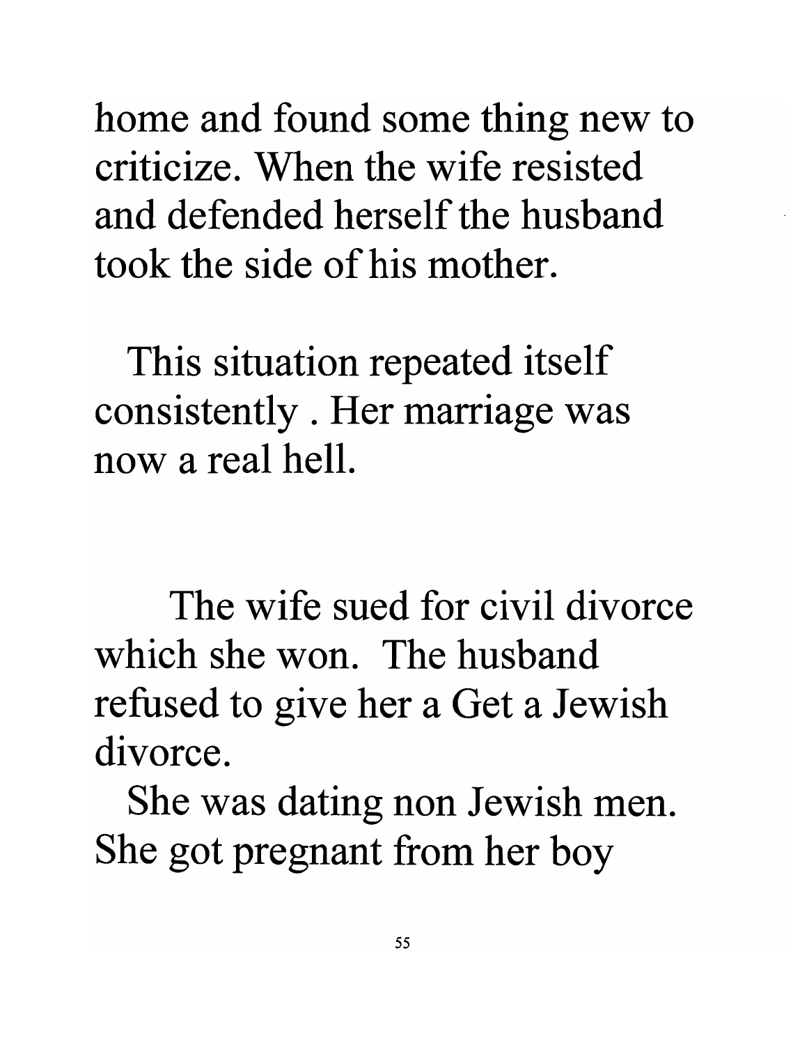home and found some thing new to criticize. When the wife resisted and defended herself the husband took the side of his mother.

This situation repeated itself consistently . Her marriage was now a real hell.

The wife sued for civil divorce which she won. The husband refused to give her a Get a Jewish divorce.

She was dating non Jewish men. She got pregnant from her boy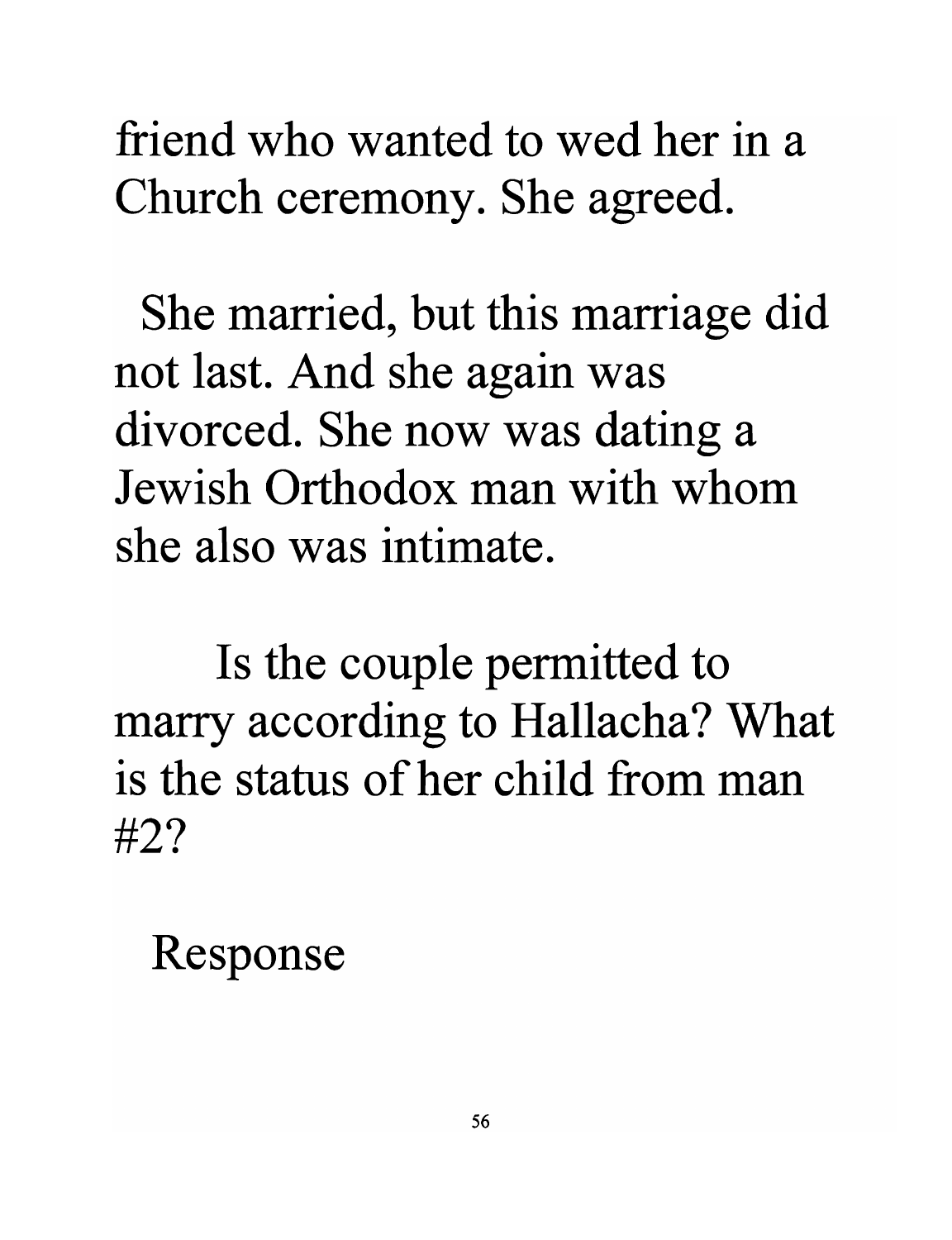friend who wanted to wed her in a Church ceremony. She agreed.

She married, but this marriage did not last. And she again was divorced. She now was dating a Jewish Orthodox man with whom she also was intimate.

Is the couple permitted to marry according to Hallacha? What is the status of her child from man #2?

Response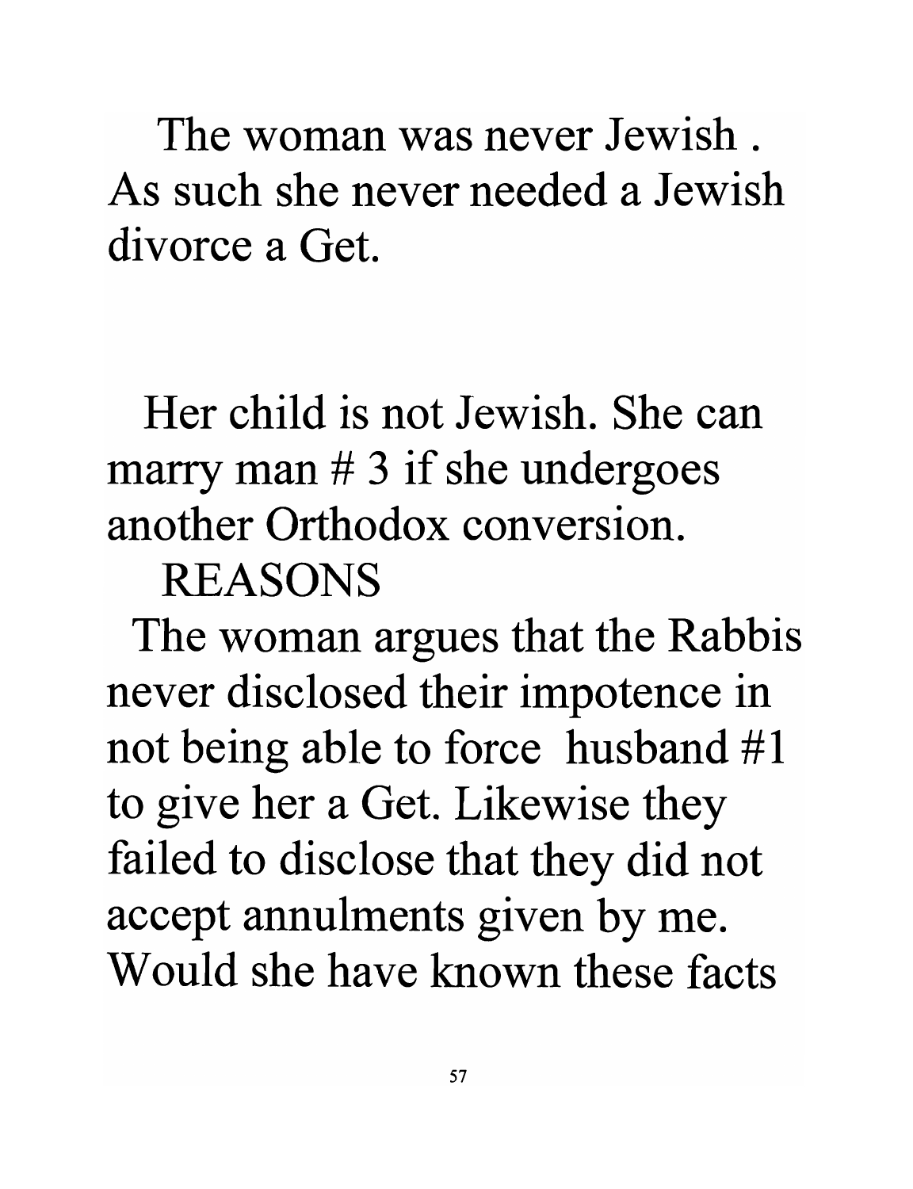The woman was never Jewish . As such she never needed a Jewish divorce a Get.

Her child is not Jewish. She can marry man # 3 if she undergoes another Orthodox conversion.

REASONS

The woman argues that the Rabbis never disclosed their impotence in not being able to force husband #1 to give her a Get. Likewise they failed to disclose that they did not accept annulments given by me. Would she have known these facts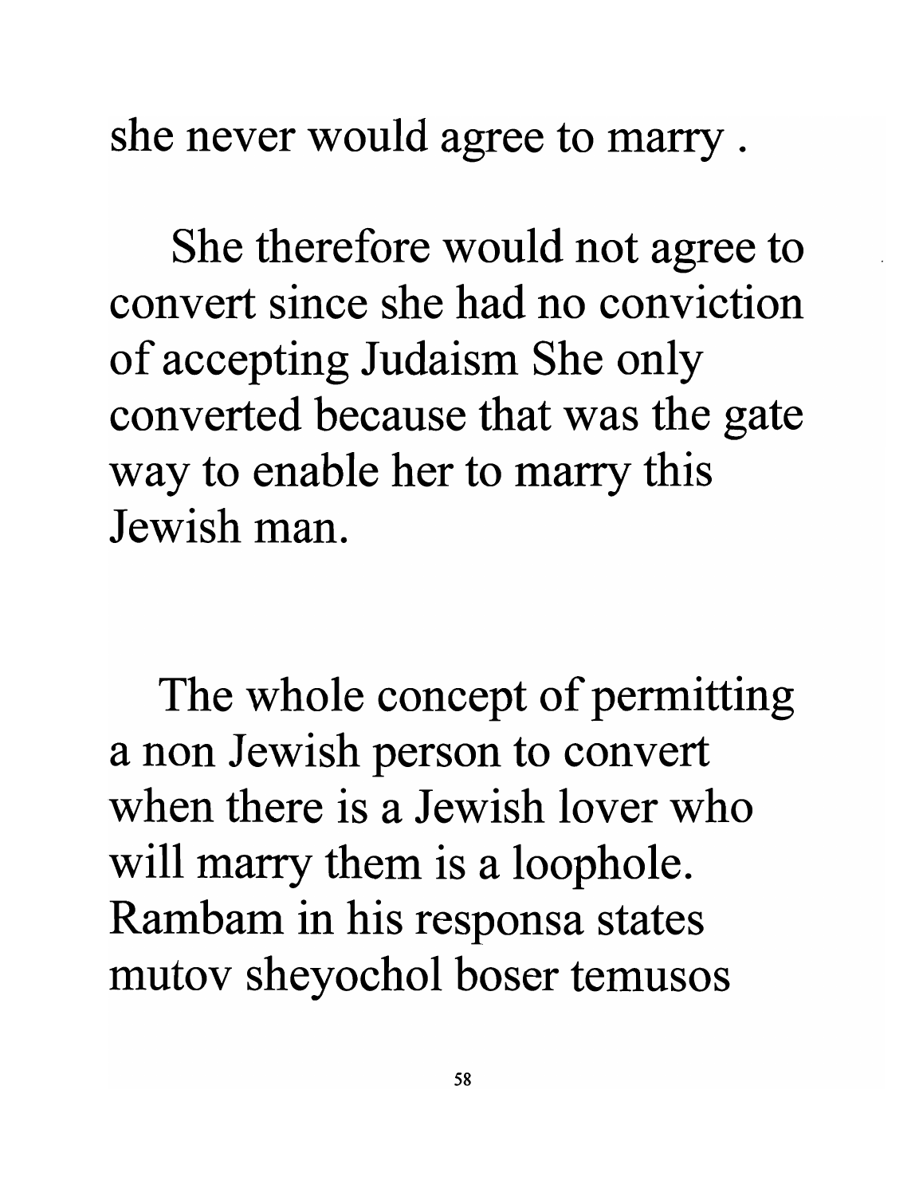she never would agree to marry .

She therefore would not agree to convert since she had no conviction of accepting Judaism She only converted because that was the gate way to enable her to marry this Jewish man.

The whole concept of permitting a non Jewish person to convert when there is a Jewish lover who will marry them is a loophole. Rambam in his responsa states mutov sheyochol boser temusos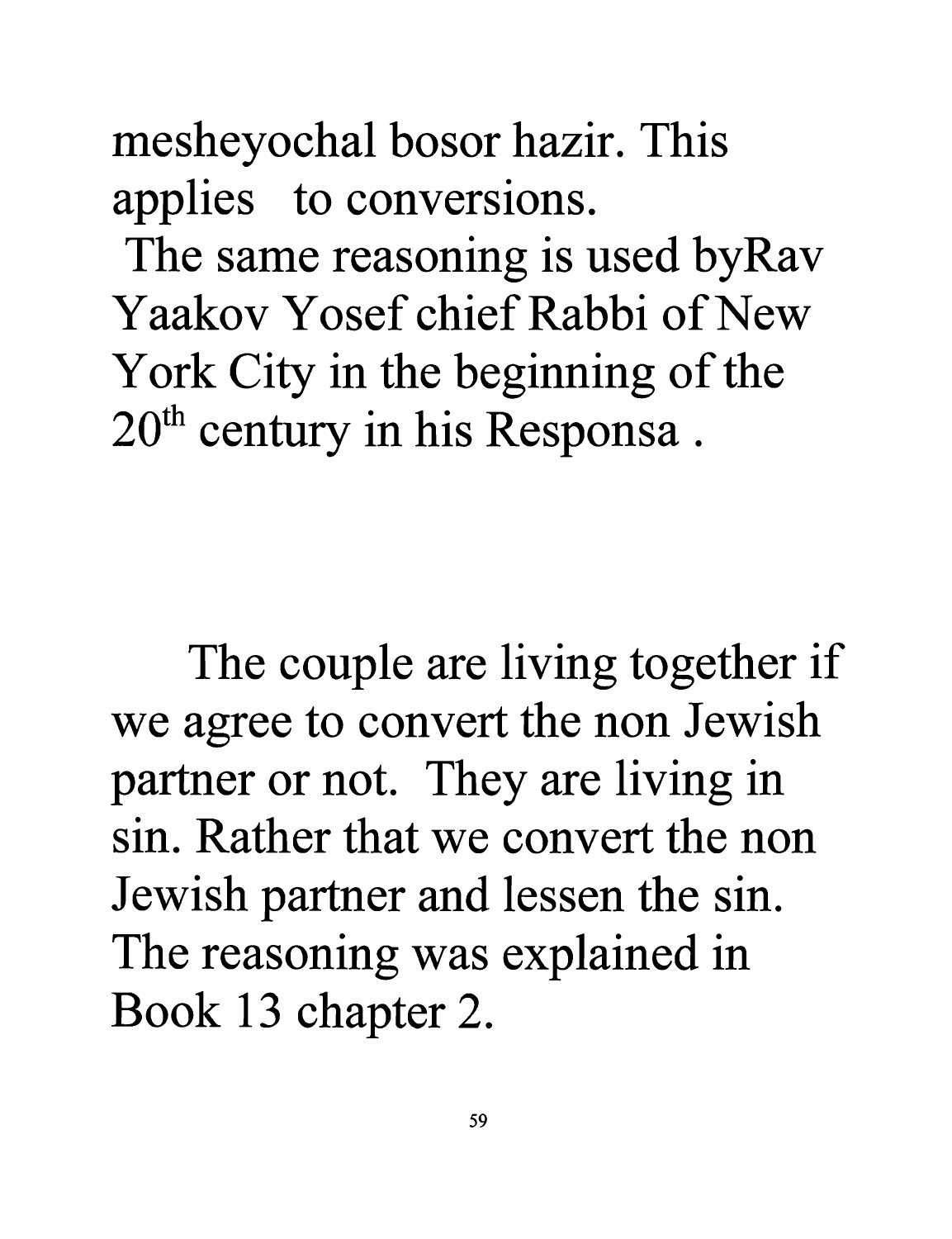mesheyochal bosor hazir. This applies to conversions.

The same reasoning is used byRav Yaakov Yosef chief Rabbi of New York City in the beginning of the 20th century in his Responsa .

The couple are living together if we agree to convert the non Jewish partner or not. They are living in sin. Rather that we convert the non Jewish partner and lessen the sin. The reasoning was explained in Book 13 chapter 2.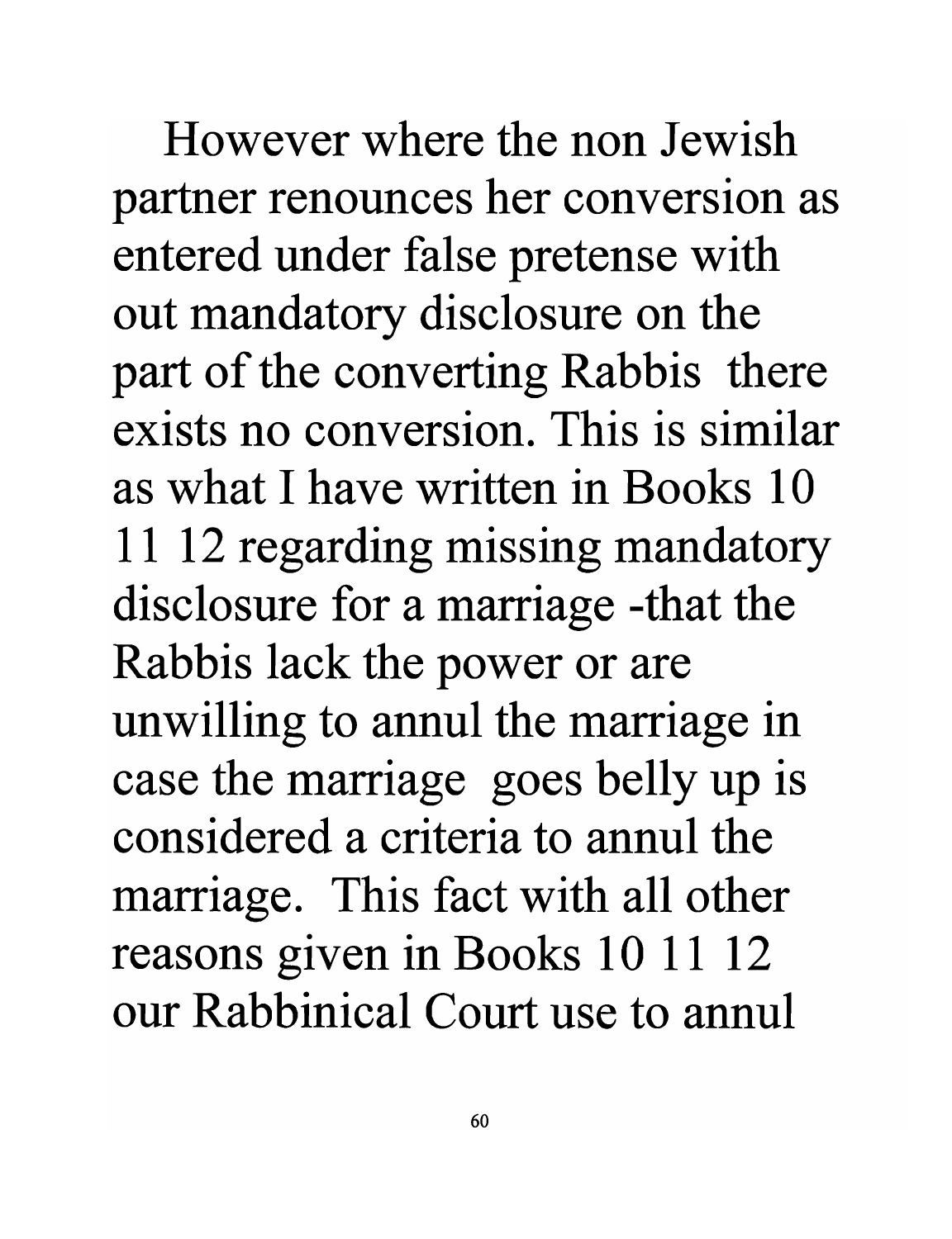However where the non Jewish partner renounces her conversion as entered under false pretense with out mandatory disclosure on the part of the converting Rabbis there exists no conversion. This is similar as what I have written in Books 10 11 12 regarding missing mandatory disclosure for a marriage -that the Rabbis lack the power or are unwilling to annul the marriage in case the marriage goes belly up is considered a criteria to annul the marriage. This fact with all other reasons given in Books 10 11 12 our Rabbinical Court use to annul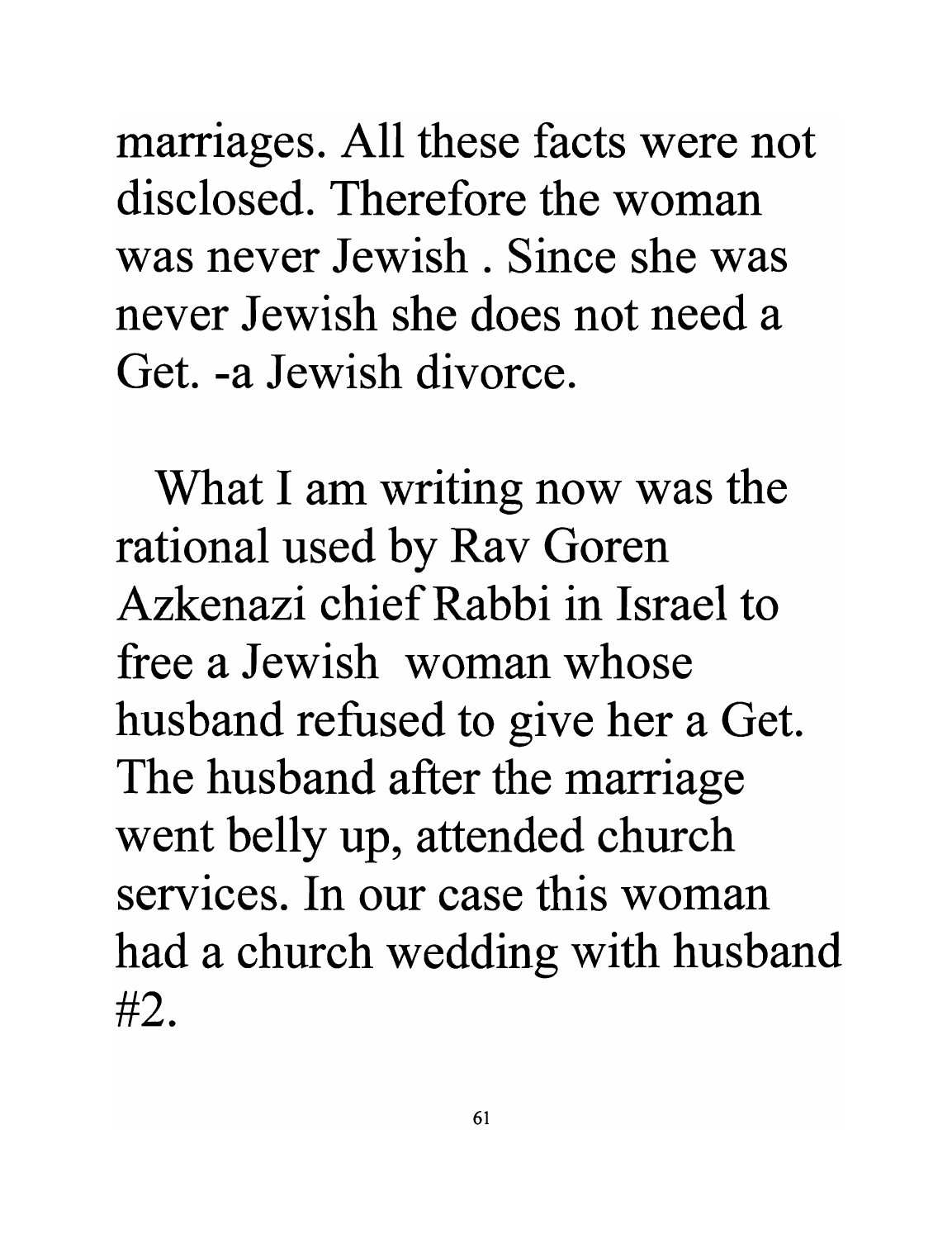marriages. All these facts were not disclosed. Therefore the woman was never Jewish . Since she was never Jewish she does not need a Get. -a Jewish divorce.

What I am writing now was the rational used by Rav Goren Azkenazi chief Rabbi in Israel to free a Jewish woman whose husband refused to give her a Get. The husband after the marriage went belly up, attended church services. In our case this woman had a church wedding with husband #2.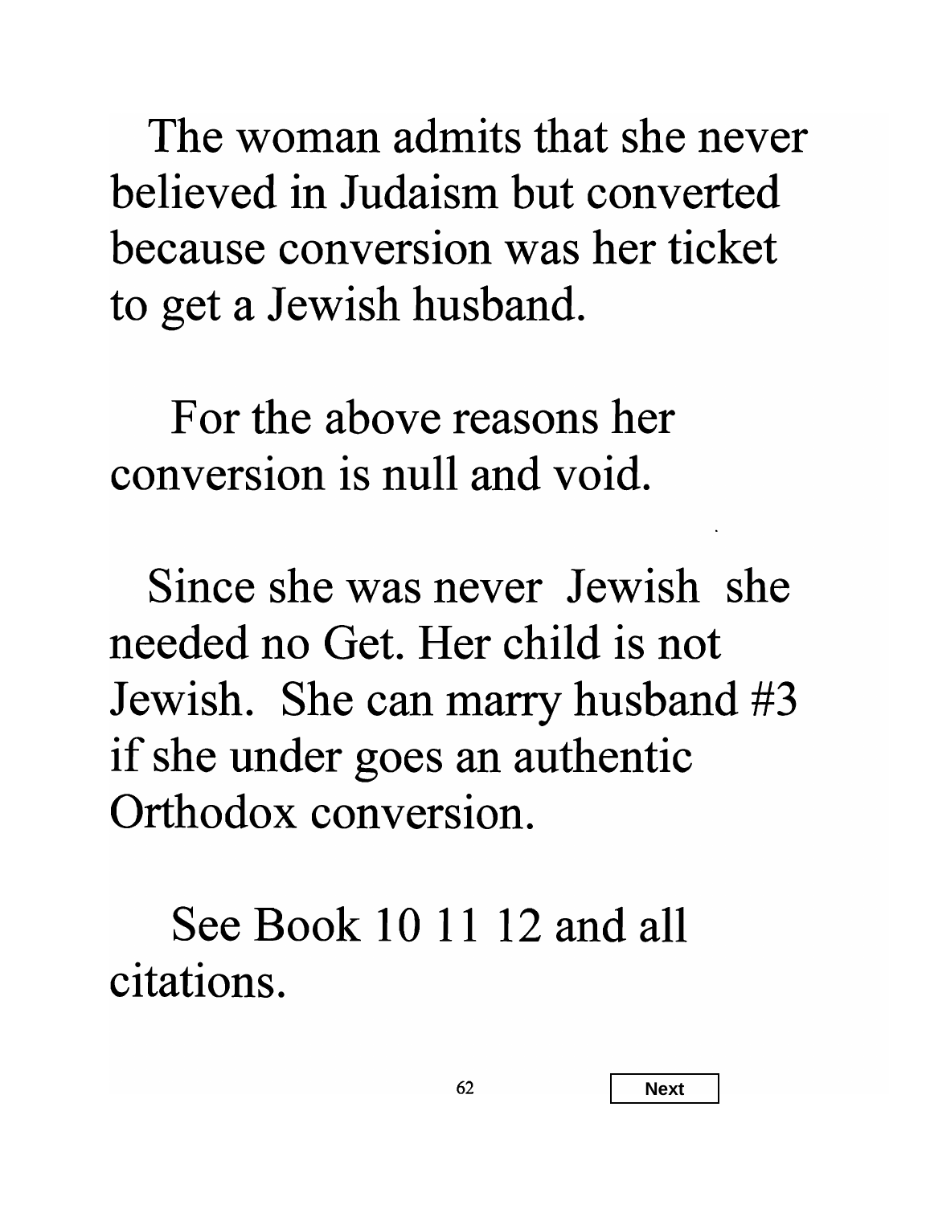The woman admits that she never believed in Judaism but converted because conversion was her ticket to get a Jewish husband.

For the above reasons her conversion is null and void.

Since she was never Jewish she needed no Get. Her child is not Jewish. She can marry husband #3 if she under goes an authentic Orthodox conversion.

See Book 10 11 12 and all citations.

Next